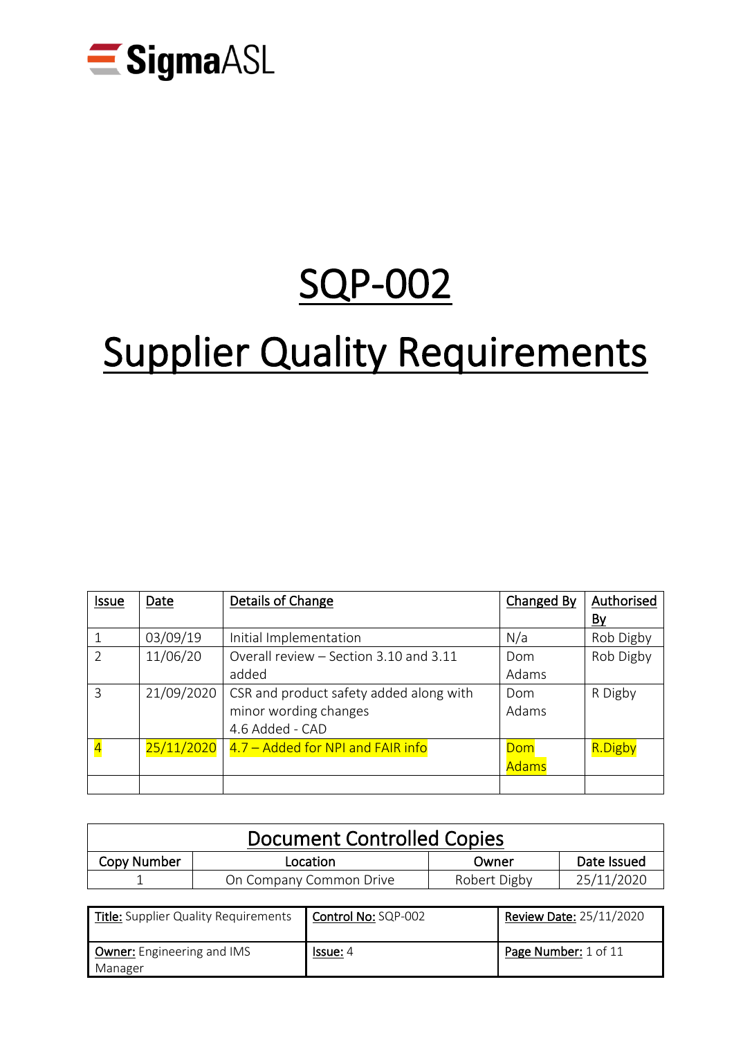SigmaASL

# SQP-002

# Supplier Quality Requirements

| Issue | Date | Details of Change | Changed By | Authorised By |
|---|---|---|---|---|
| 1 | 03/09/19 | Initial Implementation | N/a | Rob Digby |
| 2 | 11/06/20 | Overall review – Section 3.10 and 3.11 added | Dom Adams | Rob Digby |
| 3 | 21/09/2020 | CSR and product safety added along with minor wording changes 4.6 Added - CAD | Dom Adams | R Digby |
| 4 | 25/11/2020 | 4.7 – Added for NPI and FAIR info | Dom Adams | R.Digby |
| | | | | |

| Document Controlled Copies | | | |
|---|---|---|---|
| Copy Number | Location | Owner | Date Issued |
| 1 | On Company Common Drive | Robert Digby | 25/11/2020 |

| Title: Supplier Quality Requirements | Control No: SQP-002 | Review Date: 25/11/2020 |
|---|---|---|
| Owner: Engineering and IMS Manager | Issue: 4 | Page Number: 1 of 11 |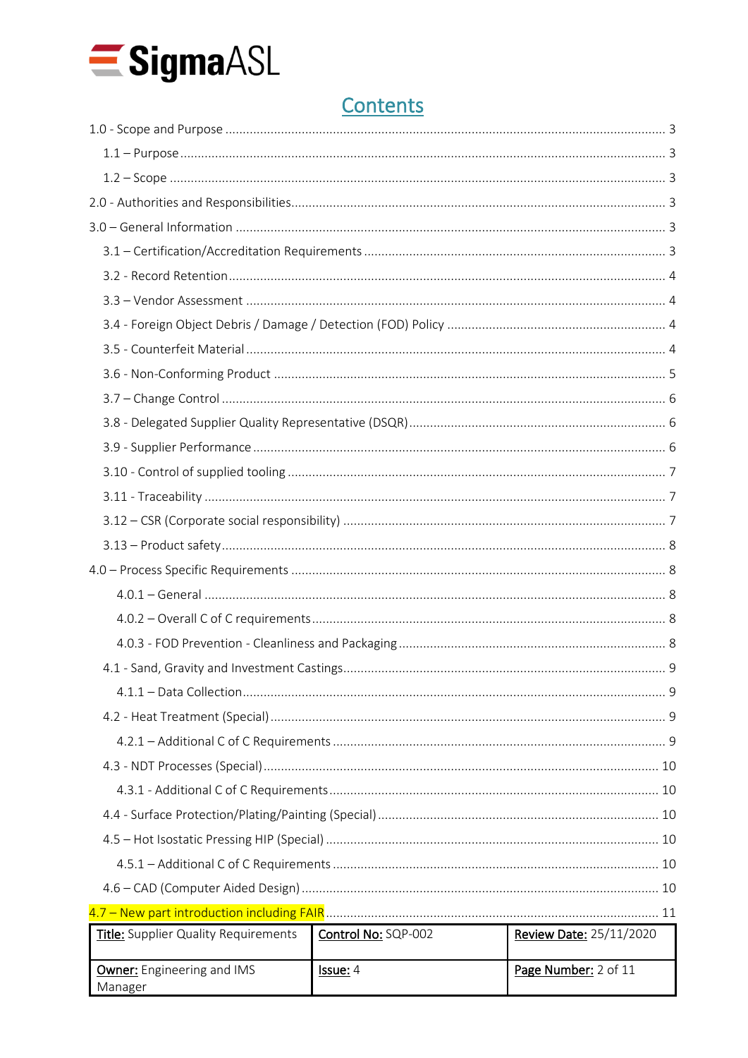## Contents

1.0 - Scope and Purpose ..... 3

- 1.1 – Purpose ..... 3
- 1.2 – Scope ..... 3

2.0 - Authorities and Responsibilities ..... 3

3.0 – General Information ..... 3

- 3.1 – Certification/Accreditation Requirements ..... 3
- 3.2 - Record Retention ..... 4
- 3.3 – Vendor Assessment ..... 4
- 3.4 - Foreign Object Debris / Damage / Detection (FOD) Policy ..... 4
- 3.5 - Counterfeit Material ..... 4
- 3.6 - Non-Conforming Product ..... 5
- 3.7 – Change Control ..... 6
- 3.8 - Delegated Supplier Quality Representative (DSQR) ..... 6
- 3.9 - Supplier Performance ..... 6
- 3.10 - Control of supplied tooling ..... 7
- 3.11 - Traceability ..... 7
- 3.12 – CSR (Corporate social responsibility) ..... 7
- 3.13 – Product safety ..... 8

4.0 – Process Specific Requirements ..... 8

- 4.0.1 – General ..... 8
- 4.0.2 – Overall C of C requirements ..... 8
- 4.0.3 - FOD Prevention - Cleanliness and Packaging ..... 8
- 4.1 - Sand, Gravity and Investment Castings ..... 9
  - 4.1.1 – Data Collection ..... 9
- 4.2 - Heat Treatment (Special) ..... 9
  - 4.2.1 – Additional C of C Requirements ..... 9
- 4.3 - NDT Processes (Special) ..... 10
  - 4.3.1 - Additional C of C Requirements ..... 10
- 4.4 - Surface Protection/Plating/Painting (Special) ..... 10
- 4.5 – Hot Isostatic Pressing HIP (Special) ..... 10
  - 4.5.1 – Additional C of C Requirements ..... 10
- 4.6 – CAD (Computer Aided Design) ..... 10

4.7 – New part introduction including FAIR ..... 11

| **Title:** Supplier Quality Requirements | **Control No:** SQP-002 | **Review Date:** 25/11/2020 |
|---|---|---|
| **Owner:** Engineering and IMS Manager | **Issue:** 4 | **Page Number:** 2 of 11 |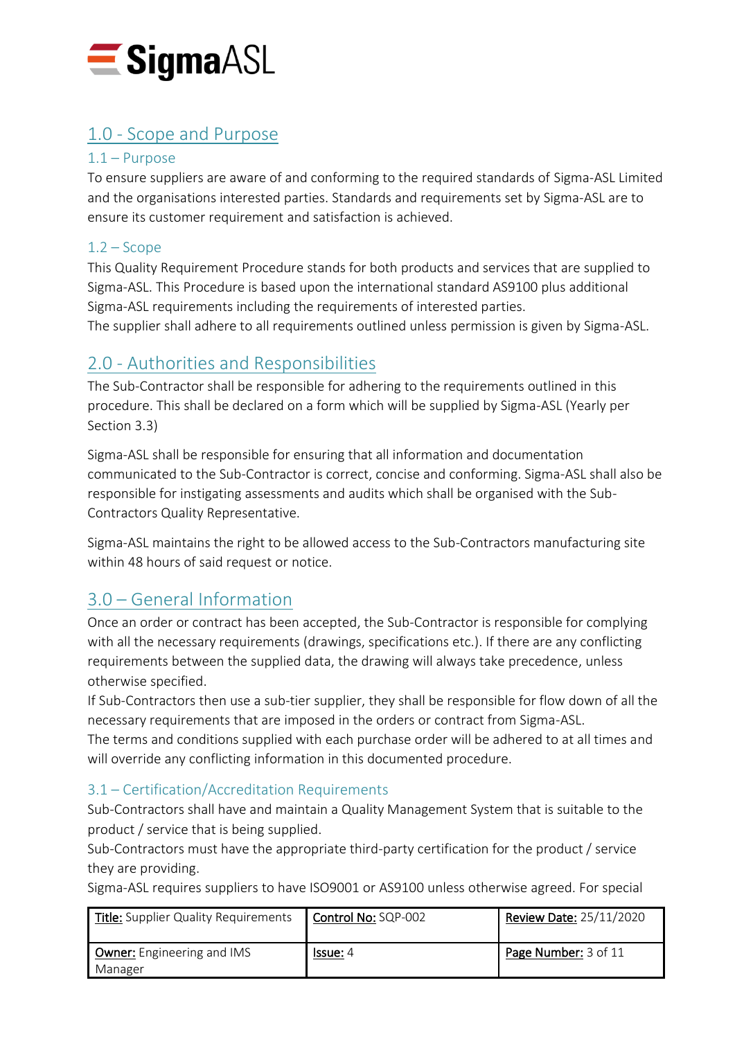## 1.0 - Scope and Purpose

### 1.1 – Purpose

To ensure suppliers are aware of and conforming to the required standards of Sigma-ASL Limited and the organisations interested parties. Standards and requirements set by Sigma-ASL are to ensure its customer requirement and satisfaction is achieved.

### 1.2 – Scope

This Quality Requirement Procedure stands for both products and services that are supplied to Sigma-ASL. This Procedure is based upon the international standard AS9100 plus additional Sigma-ASL requirements including the requirements of interested parties.
The supplier shall adhere to all requirements outlined unless permission is given by Sigma-ASL.

## 2.0 - Authorities and Responsibilities

The Sub-Contractor shall be responsible for adhering to the requirements outlined in this procedure. This shall be declared on a form which will be supplied by Sigma-ASL (Yearly per Section 3.3)

Sigma-ASL shall be responsible for ensuring that all information and documentation communicated to the Sub-Contractor is correct, concise and conforming. Sigma-ASL shall also be responsible for instigating assessments and audits which shall be organised with the Sub-Contractors Quality Representative.

Sigma-ASL maintains the right to be allowed access to the Sub-Contractors manufacturing site within 48 hours of said request or notice.

## 3.0 – General Information

Once an order or contract has been accepted, the Sub-Contractor is responsible for complying with all the necessary requirements (drawings, specifications etc.). If there are any conflicting requirements between the supplied data, the drawing will always take precedence, unless otherwise specified.
If Sub-Contractors then use a sub-tier supplier, they shall be responsible for flow down of all the necessary requirements that are imposed in the orders or contract from Sigma-ASL.
The terms and conditions supplied with each purchase order will be adhered to at all times and will override any conflicting information in this documented procedure.

### 3.1 – Certification/Accreditation Requirements

Sub-Contractors shall have and maintain a Quality Management System that is suitable to the product / service that is being supplied.
Sub-Contractors must have the appropriate third-party certification for the product / service they are providing.
Sigma-ASL requires suppliers to have ISO9001 or AS9100 unless otherwise agreed. For special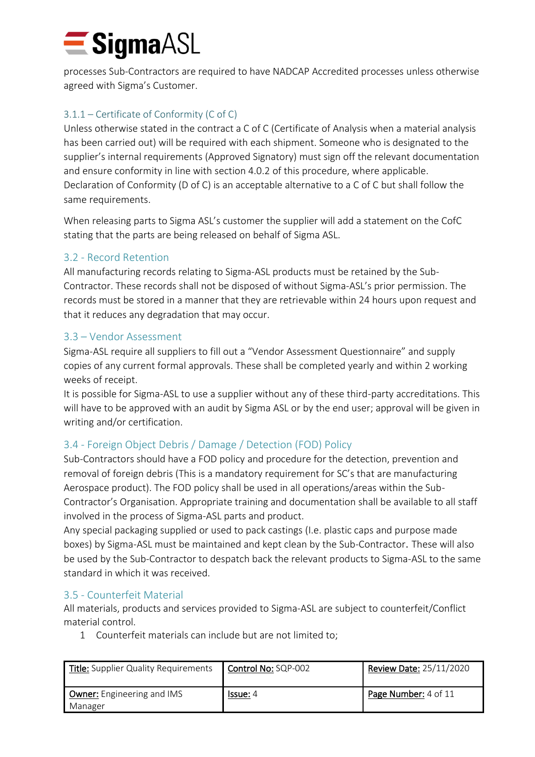processes Sub-Contractors are required to have NADCAP Accredited processes unless otherwise agreed with Sigma's Customer.

### 3.1.1 – Certificate of Conformity (C of C)

Unless otherwise stated in the contract a C of C (Certificate of Analysis when a material analysis has been carried out) will be required with each shipment. Someone who is designated to the supplier's internal requirements (Approved Signatory) must sign off the relevant documentation and ensure conformity in line with section 4.0.2 of this procedure, where applicable.
Declaration of Conformity (D of C) is an acceptable alternative to a C of C but shall follow the same requirements.

When releasing parts to Sigma ASL's customer the supplier will add a statement on the CofC stating that the parts are being released on behalf of Sigma ASL.

## 3.2 - Record Retention

All manufacturing records relating to Sigma-ASL products must be retained by the Sub-Contractor. These records shall not be disposed of without Sigma-ASL's prior permission. The records must be stored in a manner that they are retrievable within 24 hours upon request and that it reduces any degradation that may occur.

## 3.3 – Vendor Assessment

Sigma-ASL require all suppliers to fill out a "Vendor Assessment Questionnaire" and supply copies of any current formal approvals. These shall be completed yearly and within 2 working weeks of receipt.
It is possible for Sigma-ASL to use a supplier without any of these third-party accreditations. This will have to be approved with an audit by Sigma ASL or by the end user; approval will be given in writing and/or certification.

## 3.4 - Foreign Object Debris / Damage / Detection (FOD) Policy

Sub-Contractors should have a FOD policy and procedure for the detection, prevention and removal of foreign debris (This is a mandatory requirement for SC's that are manufacturing Aerospace product). The FOD policy shall be used in all operations/areas within the Sub-Contractor's Organisation. Appropriate training and documentation shall be available to all staff involved in the process of Sigma-ASL parts and product.
Any special packaging supplied or used to pack castings (I.e. plastic caps and purpose made boxes) by Sigma-ASL must be maintained and kept clean by the Sub-Contractor. These will also be used by the Sub-Contractor to despatch back the relevant products to Sigma-ASL to the same standard in which it was received.

## 3.5 - Counterfeit Material

All materials, products and services provided to Sigma-ASL are subject to counterfeit/Conflict material control.

1. Counterfeit materials can include but are not limited to;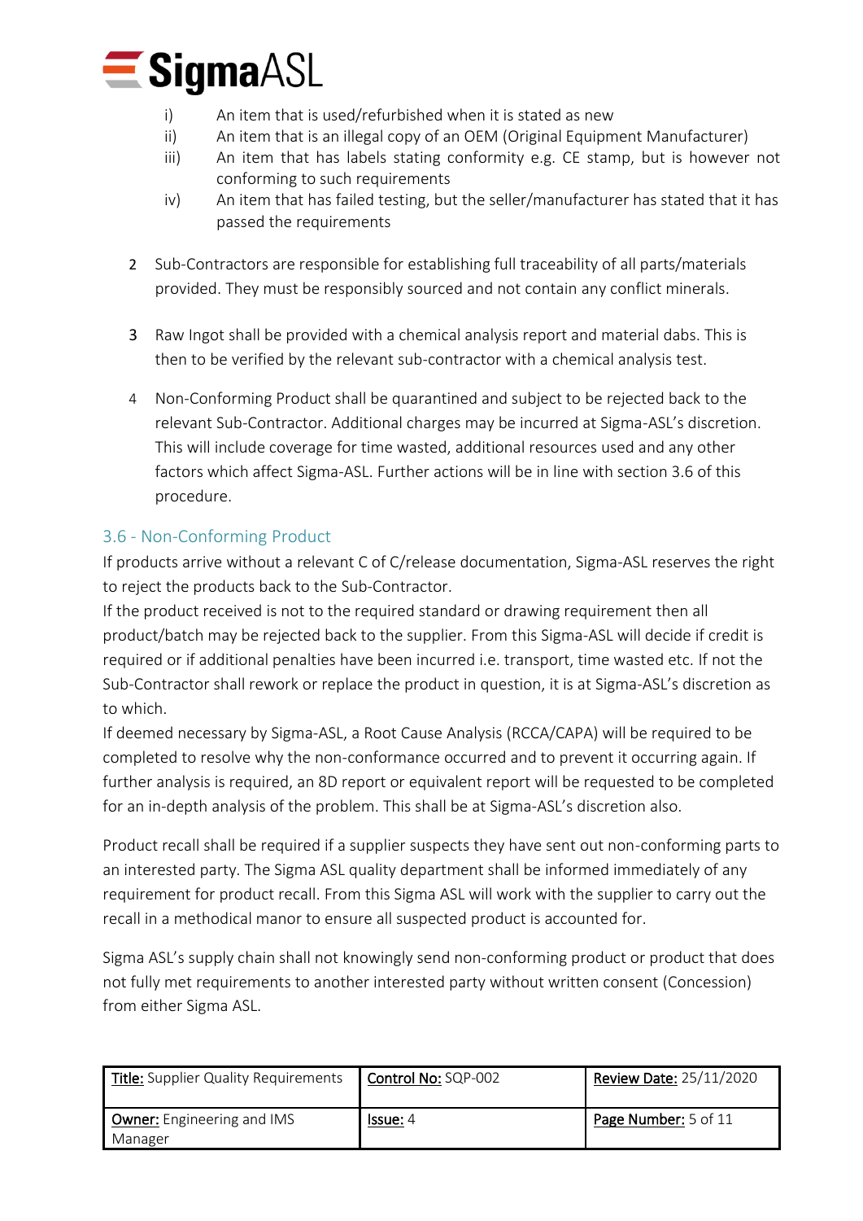i) An item that is used/refurbished when it is stated as new
ii) An item that is an illegal copy of an OEM (Original Equipment Manufacturer)
iii) An item that has labels stating conformity e.g. CE stamp, but is however not conforming to such requirements
iv) An item that has failed testing, but the seller/manufacturer has stated that it has passed the requirements

2 Sub-Contractors are responsible for establishing full traceability of all parts/materials provided. They must be responsibly sourced and not contain any conflict minerals.

3 Raw Ingot shall be provided with a chemical analysis report and material dabs. This is then to be verified by the relevant sub-contractor with a chemical analysis test.

4 Non-Conforming Product shall be quarantined and subject to be rejected back to the relevant Sub-Contractor. Additional charges may be incurred at Sigma-ASL's discretion. This will include coverage for time wasted, additional resources used and any other factors which affect Sigma-ASL. Further actions will be in line with section 3.6 of this procedure.

## 3.6 - Non-Conforming Product

If products arrive without a relevant C of C/release documentation, Sigma-ASL reserves the right to reject the products back to the Sub-Contractor.
If the product received is not to the required standard or drawing requirement then all product/batch may be rejected back to the supplier. From this Sigma-ASL will decide if credit is required or if additional penalties have been incurred i.e. transport, time wasted etc. If not the Sub-Contractor shall rework or replace the product in question, it is at Sigma-ASL's discretion as to which.
If deemed necessary by Sigma-ASL, a Root Cause Analysis (RCCA/CAPA) will be required to be completed to resolve why the non-conformance occurred and to prevent it occurring again. If further analysis is required, an 8D report or equivalent report will be requested to be completed for an in-depth analysis of the problem. This shall be at Sigma-ASL's discretion also.

Product recall shall be required if a supplier suspects they have sent out non-conforming parts to an interested party. The Sigma ASL quality department shall be informed immediately of any requirement for product recall. From this Sigma ASL will work with the supplier to carry out the recall in a methodical manor to ensure all suspected product is accounted for.

Sigma ASL's supply chain shall not knowingly send non-conforming product or product that does not fully met requirements to another interested party without written consent (Concession) from either Sigma ASL.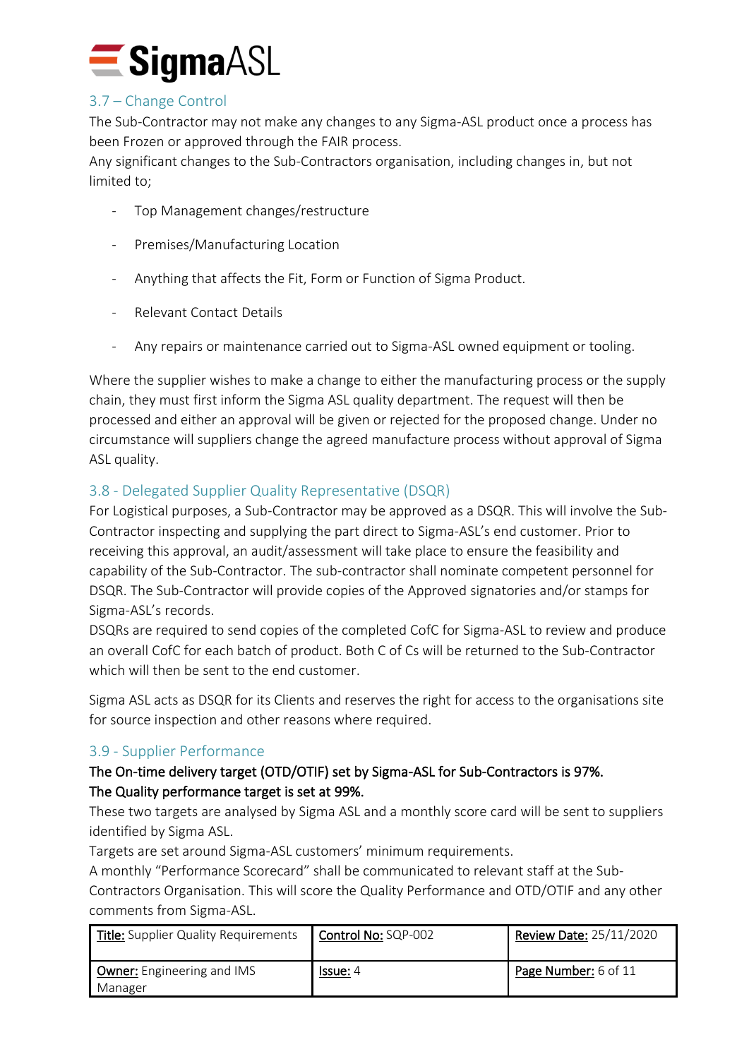### 3.7 – Change Control

The Sub-Contractor may not make any changes to any Sigma-ASL product once a process has been Frozen or approved through the FAIR process.

Any significant changes to the Sub-Contractors organisation, including changes in, but not limited to;

- Top Management changes/restructure
- Premises/Manufacturing Location
- Anything that affects the Fit, Form or Function of Sigma Product.
- Relevant Contact Details
- Any repairs or maintenance carried out to Sigma-ASL owned equipment or tooling.

Where the supplier wishes to make a change to either the manufacturing process or the supply chain, they must first inform the Sigma ASL quality department. The request will then be processed and either an approval will be given or rejected for the proposed change. Under no circumstance will suppliers change the agreed manufacture process without approval of Sigma ASL quality.

### 3.8 - Delegated Supplier Quality Representative (DSQR)

For Logistical purposes, a Sub-Contractor may be approved as a DSQR. This will involve the Sub-Contractor inspecting and supplying the part direct to Sigma-ASL's end customer. Prior to receiving this approval, an audit/assessment will take place to ensure the feasibility and capability of the Sub-Contractor. The sub-contractor shall nominate competent personnel for DSQR. The Sub-Contractor will provide copies of the Approved signatories and/or stamps for Sigma-ASL's records.

DSQRs are required to send copies of the completed CofC for Sigma-ASL to review and produce an overall CofC for each batch of product. Both C of Cs will be returned to the Sub-Contractor which will then be sent to the end customer.

Sigma ASL acts as DSQR for its Clients and reserves the right for access to the organisations site for source inspection and other reasons where required.

### 3.9 - Supplier Performance

**The On-time delivery target (OTD/OTIF) set by Sigma-ASL for Sub-Contractors is 97%.**
**The Quality performance target is set at 99%.**

These two targets are analysed by Sigma ASL and a monthly score card will be sent to suppliers identified by Sigma ASL.

Targets are set around Sigma-ASL customers' minimum requirements.

A monthly "Performance Scorecard" shall be communicated to relevant staff at the Sub-Contractors Organisation. This will score the Quality Performance and OTD/OTIF and any other comments from Sigma-ASL.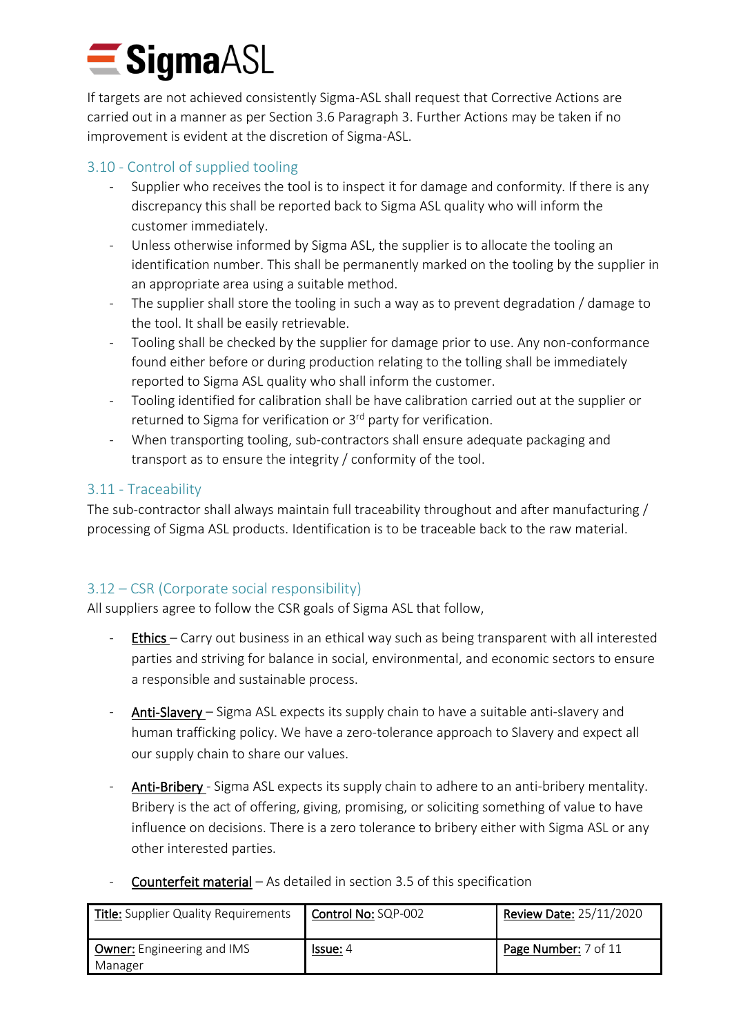If targets are not achieved consistently Sigma-ASL shall request that Corrective Actions are carried out in a manner as per Section 3.6 Paragraph 3. Further Actions may be taken if no improvement is evident at the discretion of Sigma-ASL.

## 3.10 - Control of supplied tooling

- Supplier who receives the tool is to inspect it for damage and conformity. If there is any discrepancy this shall be reported back to Sigma ASL quality who will inform the customer immediately.
- Unless otherwise informed by Sigma ASL, the supplier is to allocate the tooling an identification number. This shall be permanently marked on the tooling by the supplier in an appropriate area using a suitable method.
- The supplier shall store the tooling in such a way as to prevent degradation / damage to the tool. It shall be easily retrievable.
- Tooling shall be checked by the supplier for damage prior to use. Any non-conformance found either before or during production relating to the tolling shall be immediately reported to Sigma ASL quality who shall inform the customer.
- Tooling identified for calibration shall be have calibration carried out at the supplier or returned to Sigma for verification or 3rd party for verification.
- When transporting tooling, sub-contractors shall ensure adequate packaging and transport as to ensure the integrity / conformity of the tool.

## 3.11 - Traceability

The sub-contractor shall always maintain full traceability throughout and after manufacturing / processing of Sigma ASL products. Identification is to be traceable back to the raw material.

## 3.12 – CSR (Corporate social responsibility)

All suppliers agree to follow the CSR goals of Sigma ASL that follow,

- Ethics – Carry out business in an ethical way such as being transparent with all interested parties and striving for balance in social, environmental, and economic sectors to ensure a responsible and sustainable process.

- Anti-Slavery – Sigma ASL expects its supply chain to have a suitable anti-slavery and human trafficking policy. We have a zero-tolerance approach to Slavery and expect all our supply chain to share our values.

- Anti-Bribery - Sigma ASL expects its supply chain to adhere to an anti-bribery mentality. Bribery is the act of offering, giving, promising, or soliciting something of value to have influence on decisions. There is a zero tolerance to bribery either with Sigma ASL or any other interested parties.

- Counterfeit material – As detailed in section 3.5 of this specification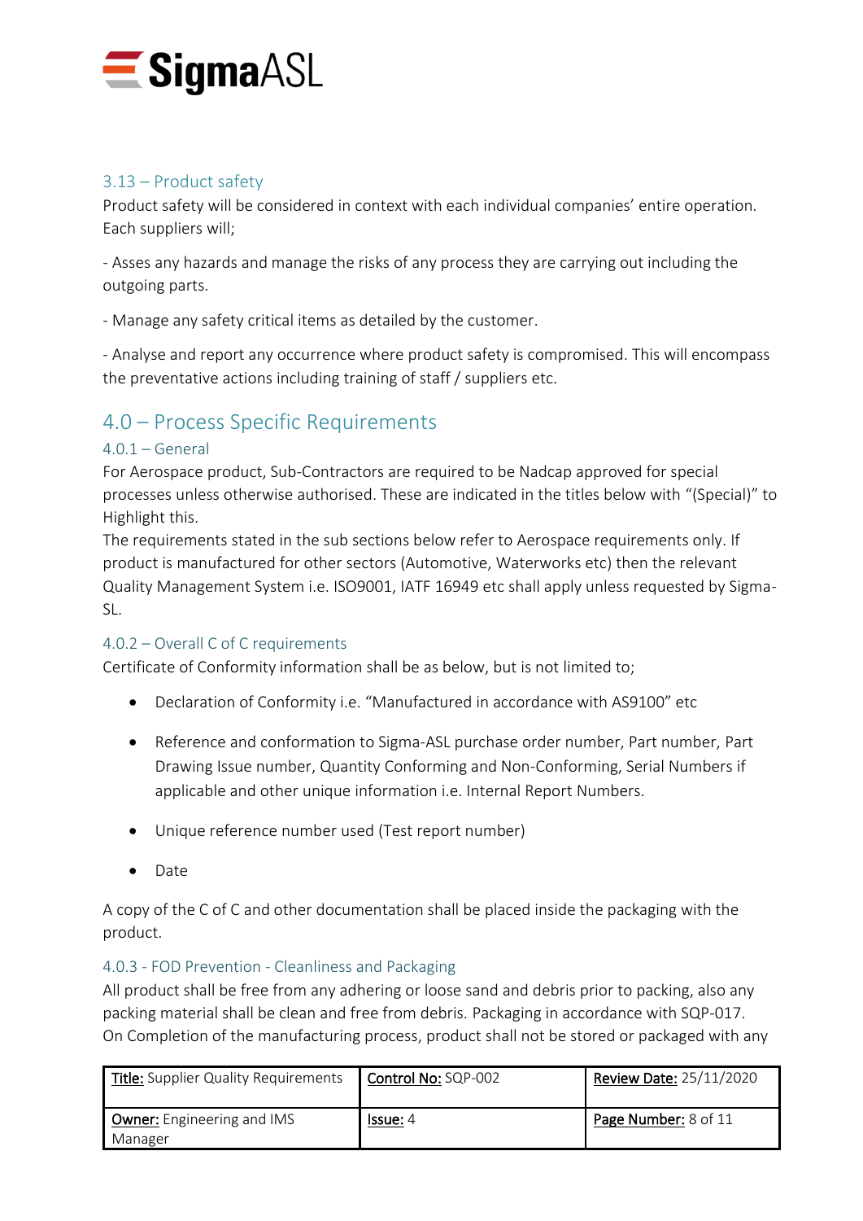### 3.13 – Product safety

Product safety will be considered in context with each individual companies' entire operation. Each suppliers will;

- Asses any hazards and manage the risks of any process they are carrying out including the outgoing parts.

- Manage any safety critical items as detailed by the customer.

- Analyse and report any occurrence where product safety is compromised. This will encompass the preventative actions including training of staff / suppliers etc.

## 4.0 – Process Specific Requirements

### 4.0.1 – General

For Aerospace product, Sub-Contractors are required to be Nadcap approved for special processes unless otherwise authorised. These are indicated in the titles below with "(Special)" to Highlight this.

The requirements stated in the sub sections below refer to Aerospace requirements only. If product is manufactured for other sectors (Automotive, Waterworks etc) then the relevant Quality Management System i.e. ISO9001, IATF 16949 etc shall apply unless requested by Sigma-SL.

### 4.0.2 – Overall C of C requirements

Certificate of Conformity information shall be as below, but is not limited to;

- Declaration of Conformity i.e. "Manufactured in accordance with AS9100" etc
- Reference and conformation to Sigma-ASL purchase order number, Part number, Part Drawing Issue number, Quantity Conforming and Non-Conforming, Serial Numbers if applicable and other unique information i.e. Internal Report Numbers.
- Unique reference number used (Test report number)
- Date

A copy of the C of C and other documentation shall be placed inside the packaging with the product.

### 4.0.3 - FOD Prevention - Cleanliness and Packaging

All product shall be free from any adhering or loose sand and debris prior to packing, also any packing material shall be clean and free from debris. Packaging in accordance with SQP-017.

On Completion of the manufacturing process, product shall not be stored or packaged with any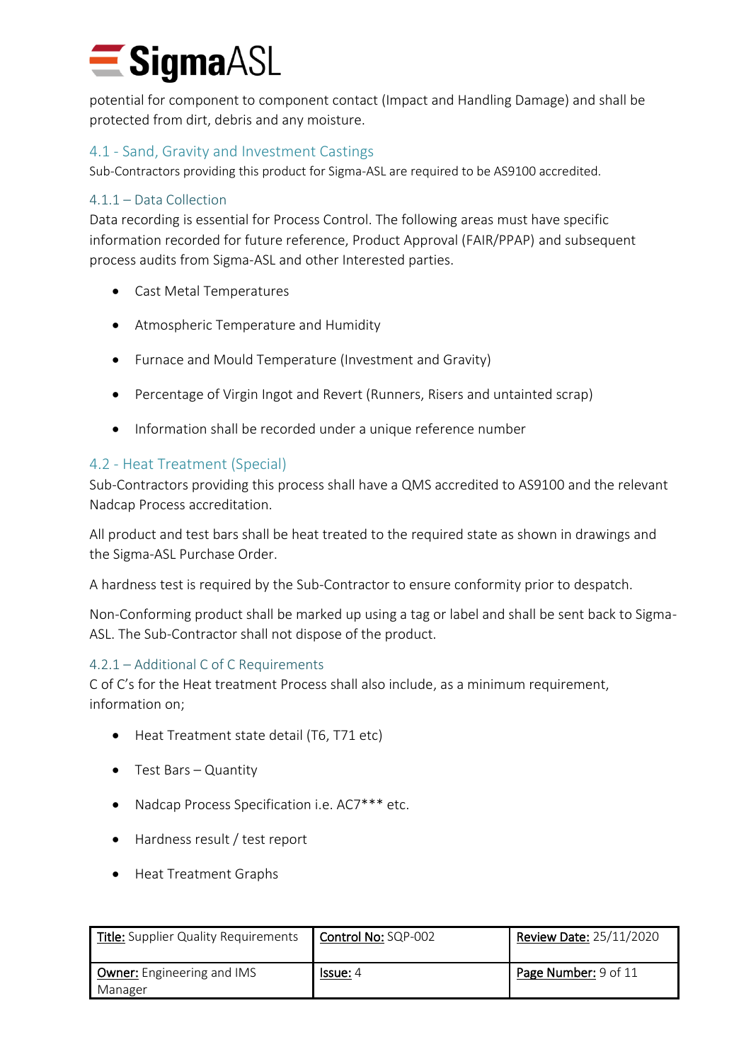potential for component to component contact (Impact and Handling Damage) and shall be protected from dirt, debris and any moisture.

### 4.1 - Sand, Gravity and Investment Castings

Sub-Contractors providing this product for Sigma-ASL are required to be AS9100 accredited.

#### 4.1.1 – Data Collection

Data recording is essential for Process Control. The following areas must have specific information recorded for future reference, Product Approval (FAIR/PPAP) and subsequent process audits from Sigma-ASL and other Interested parties.

- Cast Metal Temperatures
- Atmospheric Temperature and Humidity
- Furnace and Mould Temperature (Investment and Gravity)
- Percentage of Virgin Ingot and Revert (Runners, Risers and untainted scrap)
- Information shall be recorded under a unique reference number

### 4.2 - Heat Treatment (Special)

Sub-Contractors providing this process shall have a QMS accredited to AS9100 and the relevant Nadcap Process accreditation.

All product and test bars shall be heat treated to the required state as shown in drawings and the Sigma-ASL Purchase Order.

A hardness test is required by the Sub-Contractor to ensure conformity prior to despatch.

Non-Conforming product shall be marked up using a tag or label and shall be sent back to Sigma-ASL. The Sub-Contractor shall not dispose of the product.

#### 4.2.1 – Additional C of C Requirements

C of C's for the Heat treatment Process shall also include, as a minimum requirement, information on;

- Heat Treatment state detail (T6, T71 etc)
- Test Bars – Quantity
- Nadcap Process Specification i.e. AC7*** etc.
- Hardness result / test report
- Heat Treatment Graphs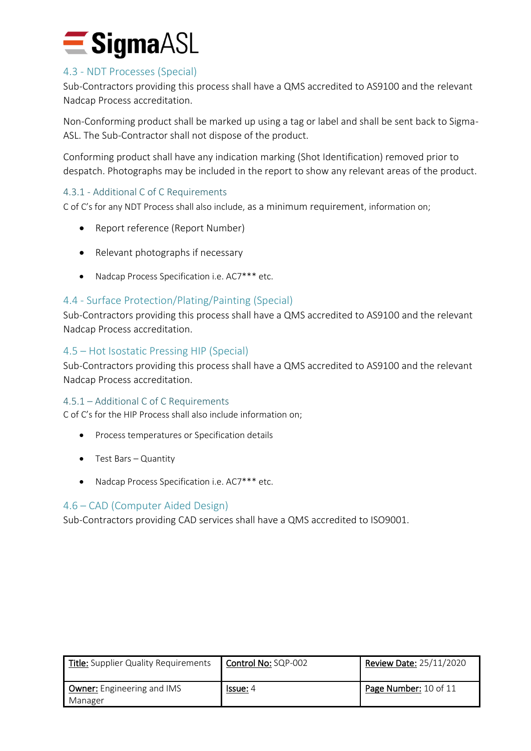## 4.3 - NDT Processes (Special)

Sub-Contractors providing this process shall have a QMS accredited to AS9100 and the relevant Nadcap Process accreditation.

Non-Conforming product shall be marked up using a tag or label and shall be sent back to Sigma-ASL. The Sub-Contractor shall not dispose of the product.

Conforming product shall have any indication marking (Shot Identification) removed prior to despatch. Photographs may be included in the report to show any relevant areas of the product.

### 4.3.1 - Additional C of C Requirements

C of C's for any NDT Process shall also include, as a minimum requirement, information on;

- Report reference (Report Number)
- Relevant photographs if necessary
- Nadcap Process Specification i.e. AC7*** etc.

## 4.4 - Surface Protection/Plating/Painting (Special)

Sub-Contractors providing this process shall have a QMS accredited to AS9100 and the relevant Nadcap Process accreditation.

## 4.5 – Hot Isostatic Pressing HIP (Special)

Sub-Contractors providing this process shall have a QMS accredited to AS9100 and the relevant Nadcap Process accreditation.

### 4.5.1 – Additional C of C Requirements

C of C's for the HIP Process shall also include information on;

- Process temperatures or Specification details
- Test Bars – Quantity
- Nadcap Process Specification i.e. AC7*** etc.

## 4.6 – CAD (Computer Aided Design)

Sub-Contractors providing CAD services shall have a QMS accredited to ISO9001.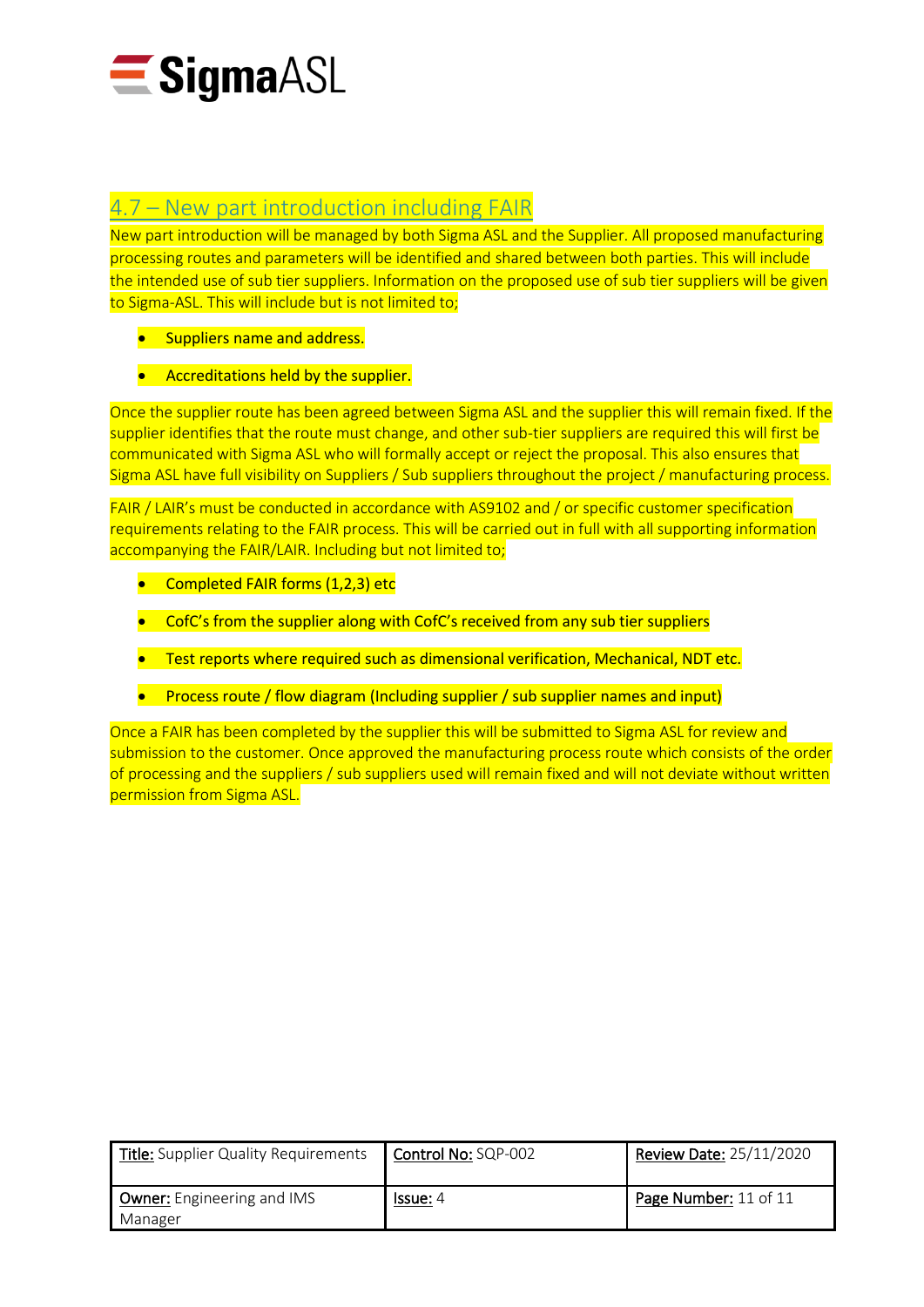## 4.7 – New part introduction including FAIR

New part introduction will be managed by both Sigma ASL and the Supplier. All proposed manufacturing processing routes and parameters will be identified and shared between both parties. This will include the intended use of sub tier suppliers. Information on the proposed use of sub tier suppliers will be given to Sigma-ASL. This will include but is not limited to;

- Suppliers name and address.
- Accreditations held by the supplier.

Once the supplier route has been agreed between Sigma ASL and the supplier this will remain fixed. If the supplier identifies that the route must change, and other sub-tier suppliers are required this will first be communicated with Sigma ASL who will formally accept or reject the proposal. This also ensures that Sigma ASL have full visibility on Suppliers / Sub suppliers throughout the project / manufacturing process.

FAIR / LAIR's must be conducted in accordance with AS9102 and / or specific customer specification requirements relating to the FAIR process. This will be carried out in full with all supporting information accompanying the FAIR/LAIR. Including but not limited to;

- Completed FAIR forms (1,2,3) etc
- CofC's from the supplier along with CofC's received from any sub tier suppliers
- Test reports where required such as dimensional verification, Mechanical, NDT etc.
- Process route / flow diagram (Including supplier / sub supplier names and input)

Once a FAIR has been completed by the supplier this will be submitted to Sigma ASL for review and submission to the customer. Once approved the manufacturing process route which consists of the order of processing and the suppliers / sub suppliers used will remain fixed and will not deviate without written permission from Sigma ASL.